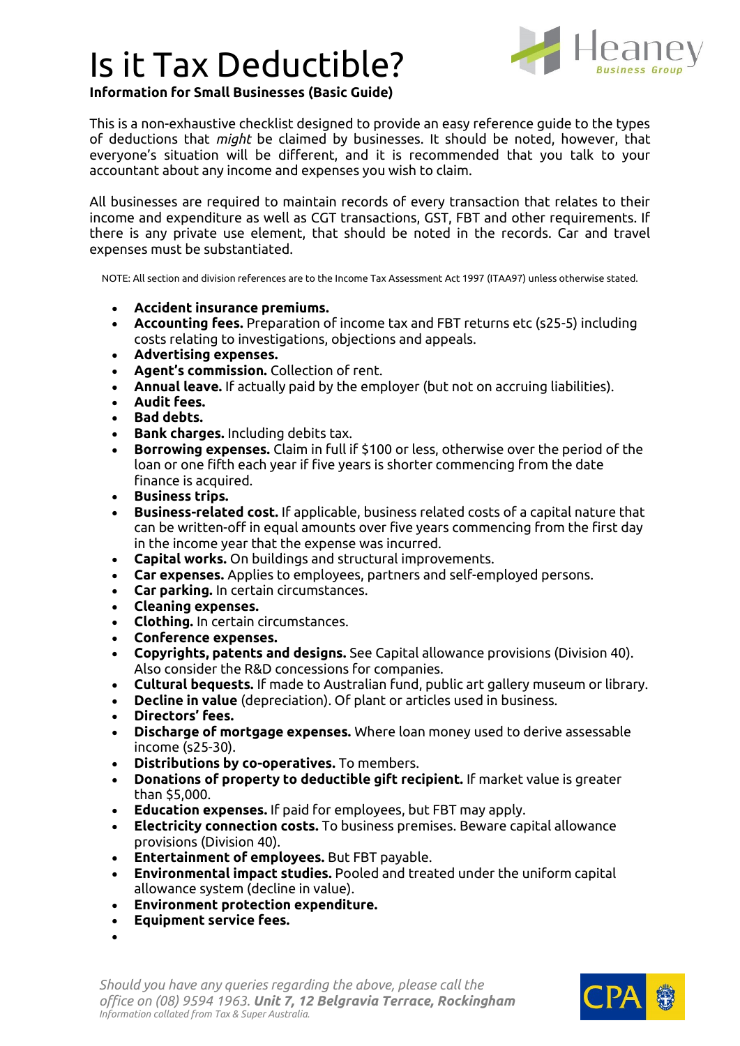# Is it Tax Deductible?

**Information for Small Businesses (Basic Guide)**

This is a non-exhaustive checklist designed to provide an easy reference guide to the types of deductions that *might* be claimed by businesses. It should be noted, however, that everyone's situation will be different, and it is recommended that you talk to your accountant about any income and expenses you wish to claim.

All businesses are required to maintain records of every transaction that relates to their income and expenditure as well as CGT transactions, GST, FBT and other requirements. If there is any private use element, that should be noted in the records. Car and travel expenses must be substantiated.

NOTE: All section and division references are to the Income Tax Assessment Act 1997 (ITAA97) unless otherwise stated.

- **Accident insurance premiums.**
- **Accounting fees.** Preparation of income tax and FBT returns etc (s25-5) including costs relating to investigations, objections and appeals.
- **Advertising expenses.**
- **Agent's commission.** Collection of rent.
- **Annual leave.** If actually paid by the employer (but not on accruing liabilities).
- **Audit fees.**
- **Bad debts.**
- **Bank charges.** Including debits tax.
- **Borrowing expenses.** Claim in full if $100 or less, otherwise over the period of the loan or one fifth each year if five years is shorter commencing from the date finance is acquired.
- **Business trips.**
- **Business-related cost.** If applicable, business related costs of a capital nature that can be written-off in equal amounts over five years commencing from the first day in the income year that the expense was incurred.
- **Capital works.** On buildings and structural improvements.
- **Car expenses.** Applies to employees, partners and self-employed persons.
- **Car parking.** In certain circumstances.
- **Cleaning expenses.**
- **Clothing.** In certain circumstances.
- **Conference expenses.**
- **Copyrights, patents and designs.** See Capital allowance provisions (Division 40). Also consider the R&D concessions for companies.
- **Cultural bequests.** If made to Australian fund, public art gallery museum or library.
- **Decline in value** (depreciation). Of plant or articles used in business.
- **Directors' fees.**
- **Discharge of mortgage expenses.** Where loan money used to derive assessable income (s25-30).
- **Distributions by co-operatives.** To members.
- **Donations of property to deductible gift recipient.** If market value is greater than $5,000.
- **Education expenses.** If paid for employees, but FBT may apply.
- **Electricity connection costs.** To business premises. Beware capital allowance provisions (Division 40).
- **Entertainment of employees.** But FBT payable.
- **Environmental impact studies.** Pooled and treated under the uniform capital allowance system (decline in value).
- **Environment protection expenditure.**
- **Equipment service fees.**

*Should you have any queries regarding the above, please call the office on (08) 9594 1963.* ***Unit 7, 12 Belgravia Terrace, Rockingham***
*Information collated from Tax & Super Australia.*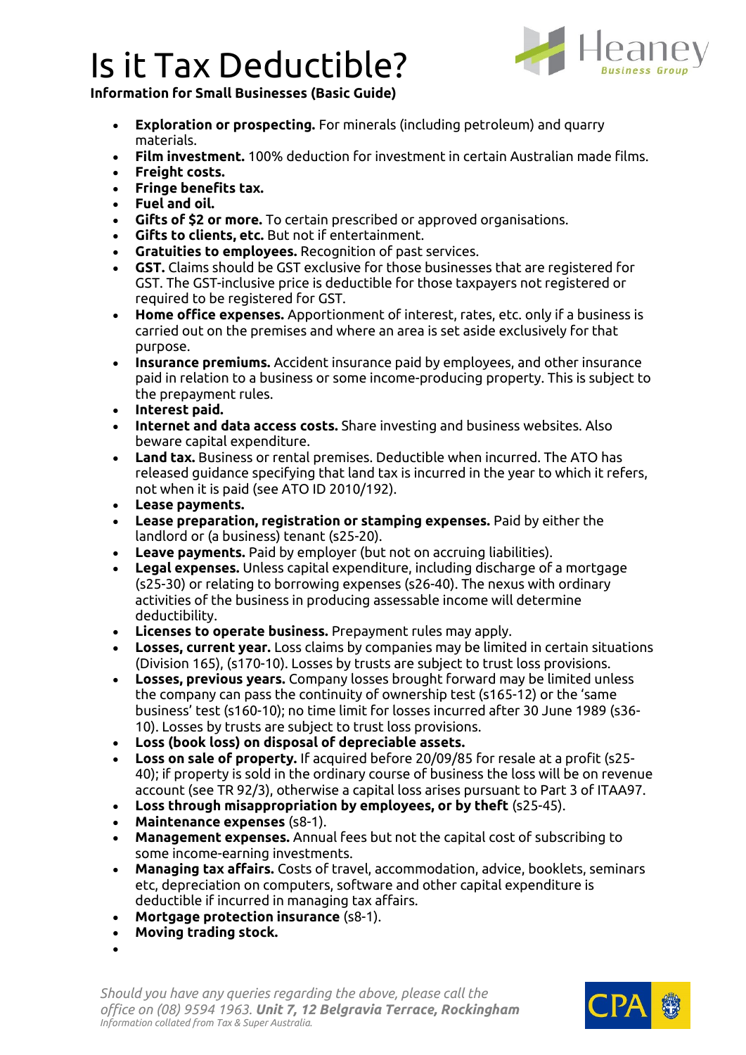# Is it Tax Deductible?

**Information for Small Businesses (Basic Guide)**

- **Exploration or prospecting.** For minerals (including petroleum) and quarry materials.
- **Film investment.** 100% deduction for investment in certain Australian made films.
- **Freight costs.**
- **Fringe benefits tax.**
- **Fuel and oil.**
- **Gifts of $2 or more.** To certain prescribed or approved organisations.
- **Gifts to clients, etc.** But not if entertainment.
- **Gratuities to employees.** Recognition of past services.
- **GST.** Claims should be GST exclusive for those businesses that are registered for GST. The GST-inclusive price is deductible for those taxpayers not registered or required to be registered for GST.
- **Home office expenses.** Apportionment of interest, rates, etc. only if a business is carried out on the premises and where an area is set aside exclusively for that purpose.
- **Insurance premiums.** Accident insurance paid by employees, and other insurance paid in relation to a business or some income-producing property. This is subject to the prepayment rules.
- **Interest paid.**
- **Internet and data access costs.** Share investing and business websites. Also beware capital expenditure.
- **Land tax.** Business or rental premises. Deductible when incurred. The ATO has released guidance specifying that land tax is incurred in the year to which it refers, not when it is paid (see ATO ID 2010/192).
- **Lease payments.**
- **Lease preparation, registration or stamping expenses.** Paid by either the landlord or (a business) tenant (s25-20).
- **Leave payments.** Paid by employer (but not on accruing liabilities).
- **Legal expenses.** Unless capital expenditure, including discharge of a mortgage (s25-30) or relating to borrowing expenses (s26-40). The nexus with ordinary activities of the business in producing assessable income will determine deductibility.
- **Licenses to operate business.** Prepayment rules may apply.
- **Losses, current year.** Loss claims by companies may be limited in certain situations (Division 165), (s170-10). Losses by trusts are subject to trust loss provisions.
- **Losses, previous years.** Company losses brought forward may be limited unless the company can pass the continuity of ownership test (s165-12) or the 'same business' test (s160-10); no time limit for losses incurred after 30 June 1989 (s36-10). Losses by trusts are subject to trust loss provisions.
- **Loss (book loss) on disposal of depreciable assets.**
- **Loss on sale of property.** If acquired before 20/09/85 for resale at a profit (s25-40); if property is sold in the ordinary course of business the loss will be on revenue account (see TR 92/3), otherwise a capital loss arises pursuant to Part 3 of ITAA97.
- **Loss through misappropriation by employees, or by theft** (s25-45).
- **Maintenance expenses** (s8-1).
- **Management expenses.** Annual fees but not the capital cost of subscribing to some income-earning investments.
- **Managing tax affairs.** Costs of travel, accommodation, advice, booklets, seminars etc, depreciation on computers, software and other capital expenditure is deductible if incurred in managing tax affairs.
- **Mortgage protection insurance** (s8-1).
- **Moving trading stock.**

*Should you have any queries regarding the above, please call the office on (08) 9594 1963.* ***Unit 7, 12 Belgravia Terrace, Rockingham***
*Information collated from Tax & Super Australia.*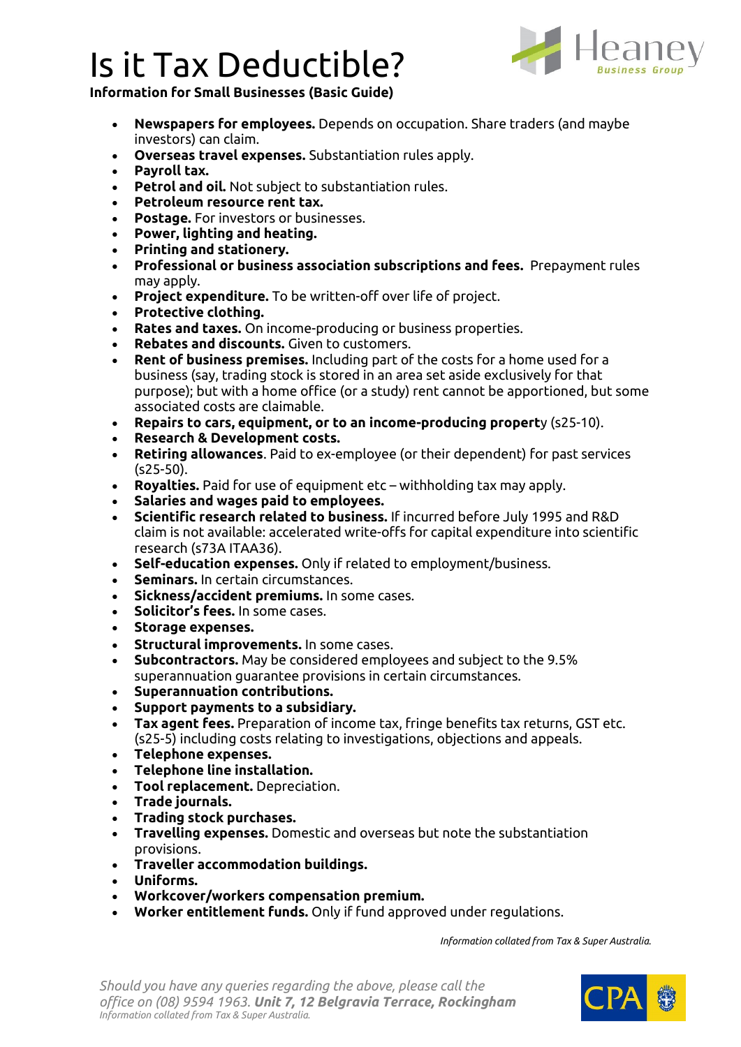# Is it Tax Deductible?

**Information for Small Businesses (Basic Guide)**

- **Newspapers for employees.** Depends on occupation. Share traders (and maybe investors) can claim.
- **Overseas travel expenses.** Substantiation rules apply.
- **Payroll tax.**
- **Petrol and oil.** Not subject to substantiation rules.
- **Petroleum resource rent tax.**
- **Postage.** For investors or businesses.
- **Power, lighting and heating.**
- **Printing and stationery.**
- **Professional or business association subscriptions and fees.** Prepayment rules may apply.
- **Project expenditure.** To be written-off over life of project.
- **Protective clothing.**
- **Rates and taxes.** On income-producing or business properties.
- **Rebates and discounts.** Given to customers.
- **Rent of business premises.** Including part of the costs for a home used for a business (say, trading stock is stored in an area set aside exclusively for that purpose); but with a home office (or a study) rent cannot be apportioned, but some associated costs are claimable.
- **Repairs to cars, equipment, or to an income-producing propert**y (s25-10).
- **Research & Development costs.**
- **Retiring allowances**. Paid to ex-employee (or their dependent) for past services (s25-50).
- **Royalties.** Paid for use of equipment etc – withholding tax may apply.
- **Salaries and wages paid to employees.**
- **Scientific research related to business.** If incurred before July 1995 and R&D claim is not available: accelerated write-offs for capital expenditure into scientific research (s73A ITAA36).
- **Self-education expenses.** Only if related to employment/business.
- **Seminars.** In certain circumstances.
- **Sickness/accident premiums.** In some cases.
- **Solicitor's fees.** In some cases.
- **Storage expenses.**
- **Structural improvements.** In some cases.
- **Subcontractors.** May be considered employees and subject to the 9.5% superannuation guarantee provisions in certain circumstances.
- **Superannuation contributions.**
- **Support payments to a subsidiary.**
- **Tax agent fees.** Preparation of income tax, fringe benefits tax returns, GST etc. (s25-5) including costs relating to investigations, objections and appeals.
- **Telephone expenses.**
- **Telephone line installation.**
- **Tool replacement.** Depreciation.
- **Trade journals.**
- **Trading stock purchases.**
- **Travelling expenses.** Domestic and overseas but note the substantiation provisions.
- **Traveller accommodation buildings.**
- **Uniforms.**
- **Workcover/workers compensation premium.**
- **Worker entitlement funds.** Only if fund approved under regulations.

*Information collated from Tax & Super Australia.*

*Should you have any queries regarding the above, please call the office on (08) 9594 1963.* ***Unit 7, 12 Belgravia Terrace, Rockingham***
*Information collated from Tax & Super Australia.*